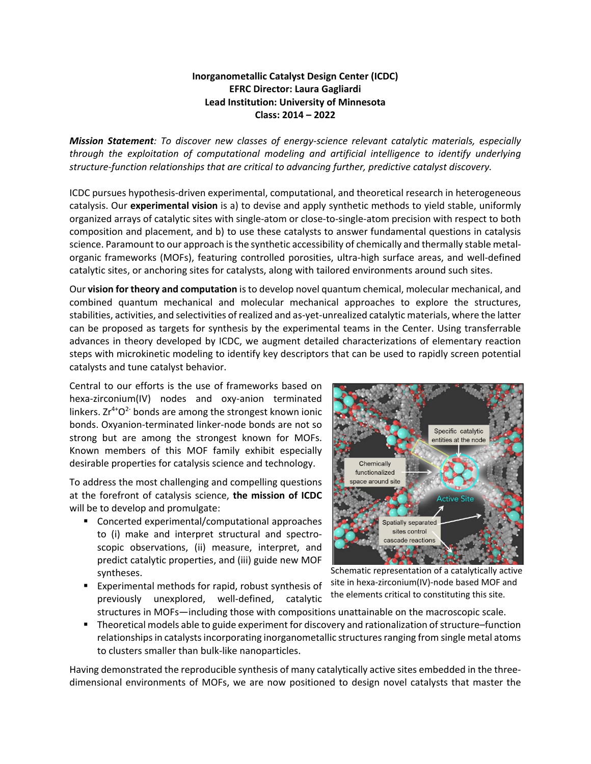**Inorganometallic Catalyst Design Center (ICDC)**
**EFRC Director: Laura Gagliardi**
**Lead Institution: University of Minnesota**
**Class: 2014 – 2022**

***Mission Statement**: To discover new classes of energy-science relevant catalytic materials, especially through the exploitation of computational modeling and artificial intelligence to identify underlying structure-function relationships that are critical to advancing further, predictive catalyst discovery.*

ICDC pursues hypothesis-driven experimental, computational, and theoretical research in heterogeneous catalysis. Our **experimental vision** is a) to devise and apply synthetic methods to yield stable, uniformly organized arrays of catalytic sites with single-atom or close-to-single-atom precision with respect to both composition and placement, and b) to use these catalysts to answer fundamental questions in catalysis science. Paramount to our approach is the synthetic accessibility of chemically and thermally stable metal-organic frameworks (MOFs), featuring controlled porosities, ultra-high surface areas, and well-defined catalytic sites, or anchoring sites for catalysts, along with tailored environments around such sites.

Our **vision for theory and computation** is to develop novel quantum chemical, molecular mechanical, and combined quantum mechanical and molecular mechanical approaches to explore the structures, stabilities, activities, and selectivities of realized and as-yet-unrealized catalytic materials, where the latter can be proposed as targets for synthesis by the experimental teams in the Center. Using transferrable advances in theory developed by ICDC, we augment detailed characterizations of elementary reaction steps with microkinetic modeling to identify key descriptors that can be used to rapidly screen potential catalysts and tune catalyst behavior.

Central to our efforts is the use of frameworks based on hexa-zirconium(IV) nodes and oxy-anion terminated linkers. $Zr^{4+}O^{2-}$ bonds are among the strongest known ionic bonds. Oxyanion-terminated linker-node bonds are not so strong but are among the strongest known for MOFs. Known members of this MOF family exhibit especially desirable properties for catalysis science and technology.

Schematic representation of a catalytically active site in hexa-zirconium(IV)-node based MOF and the elements critical to constituting this site.

To address the most challenging and compelling questions at the forefront of catalysis science, **the mission of ICDC** will be to develop and promulgate:

- Concerted experimental/computational approaches to (i) make and interpret structural and spectroscopic observations, (ii) measure, interpret, and predict catalytic properties, and (iii) guide new MOF syntheses.
- Experimental methods for rapid, robust synthesis of previously unexplored, well-defined, catalytic structures in MOFs—including those with compositions unattainable on the macroscopic scale.
- Theoretical models able to guide experiment for discovery and rationalization of structure–function relationships in catalysts incorporating inorganometallic structures ranging from single metal atoms to clusters smaller than bulk-like nanoparticles.

Having demonstrated the reproducible synthesis of many catalytically active sites embedded in the three-dimensional environments of MOFs, we are now positioned to design novel catalysts that master the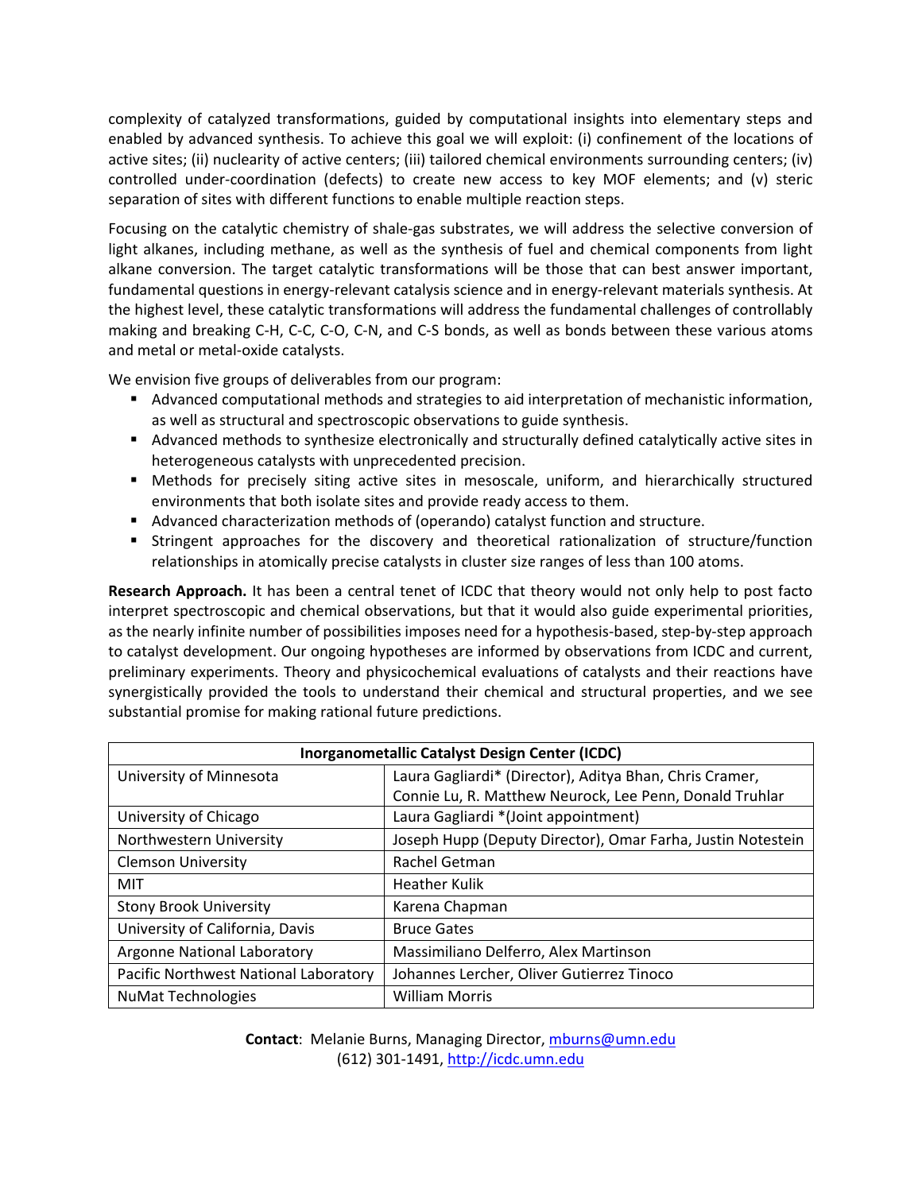complexity of catalyzed transformations, guided by computational insights into elementary steps and enabled by advanced synthesis. To achieve this goal we will exploit: (i) confinement of the locations of active sites; (ii) nuclearity of active centers; (iii) tailored chemical environments surrounding centers; (iv) controlled under-coordination (defects) to create new access to key MOF elements; and (v) steric separation of sites with different functions to enable multiple reaction steps.

Focusing on the catalytic chemistry of shale-gas substrates, we will address the selective conversion of light alkanes, including methane, as well as the synthesis of fuel and chemical components from light alkane conversion. The target catalytic transformations will be those that can best answer important, fundamental questions in energy-relevant catalysis science and in energy-relevant materials synthesis. At the highest level, these catalytic transformations will address the fundamental challenges of controllably making and breaking C-H, C-C, C-O, C-N, and C-S bonds, as well as bonds between these various atoms and metal or metal-oxide catalysts.

We envision five groups of deliverables from our program:

- Advanced computational methods and strategies to aid interpretation of mechanistic information, as well as structural and spectroscopic observations to guide synthesis.
- Advanced methods to synthesize electronically and structurally defined catalytically active sites in heterogeneous catalysts with unprecedented precision.
- Methods for precisely siting active sites in mesoscale, uniform, and hierarchically structured environments that both isolate sites and provide ready access to them.
- Advanced characterization methods of (operando) catalyst function and structure.
- Stringent approaches for the discovery and theoretical rationalization of structure/function relationships in atomically precise catalysts in cluster size ranges of less than 100 atoms.

**Research Approach.** It has been a central tenet of ICDC that theory would not only help to post facto interpret spectroscopic and chemical observations, but that it would also guide experimental priorities, as the nearly infinite number of possibilities imposes need for a hypothesis-based, step-by-step approach to catalyst development. Our ongoing hypotheses are informed by observations from ICDC and current, preliminary experiments. Theory and physicochemical evaluations of catalysts and their reactions have synergistically provided the tools to understand their chemical and structural properties, and we see substantial promise for making rational future predictions.

| **Inorganometallic Catalyst Design Center (ICDC)** | |
|---|---|
| University of Minnesota | Laura Gagliardi* (Director), Aditya Bhan, Chris Cramer, Connie Lu, R. Matthew Neurock, Lee Penn, Donald Truhlar |
| University of Chicago | Laura Gagliardi *(Joint appointment) |
| Northwestern University | Joseph Hupp (Deputy Director), Omar Farha, Justin Notestein |
| Clemson University | Rachel Getman |
| MIT | Heather Kulik |
| Stony Brook University | Karena Chapman |
| University of California, Davis | Bruce Gates |
| Argonne National Laboratory | Massimiliano Delferro, Alex Martinson |
| Pacific Northwest National Laboratory | Johannes Lercher, Oliver Gutierrez Tinoco |
| NuMat Technologies | William Morris |

**Contact**: Melanie Burns, Managing Director, mburns@umn.edu
(612) 301-1491, http://icdc.umn.edu